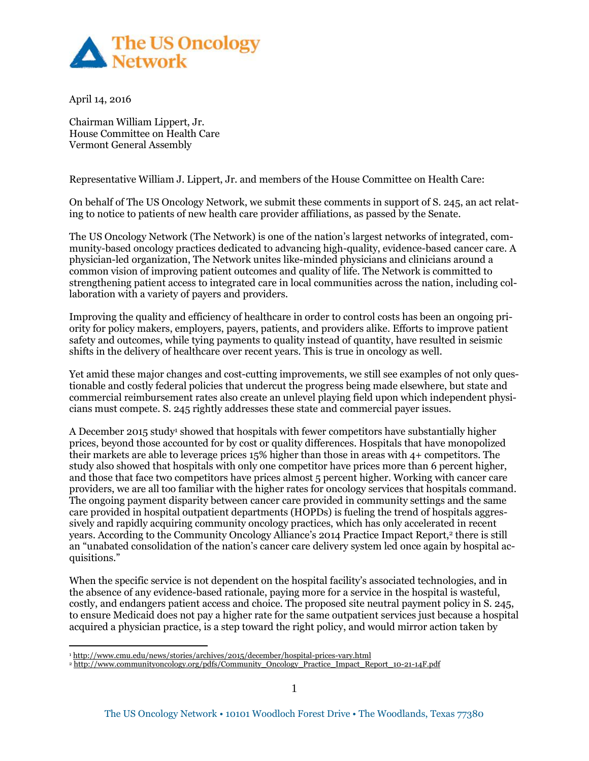The US Oncology Network

April 14, 2016

Chairman William Lippert, Jr.
House Committee on Health Care
Vermont General Assembly

Representative William J. Lippert, Jr. and members of the House Committee on Health Care:

On behalf of The US Oncology Network, we submit these comments in support of S. 245, an act relating to notice to patients of new health care provider affiliations, as passed by the Senate.

The US Oncology Network (The Network) is one of the nation's largest networks of integrated, community-based oncology practices dedicated to advancing high-quality, evidence-based cancer care. A physician-led organization, The Network unites like-minded physicians and clinicians around a common vision of improving patient outcomes and quality of life. The Network is committed to strengthening patient access to integrated care in local communities across the nation, including collaboration with a variety of payers and providers.

Improving the quality and efficiency of healthcare in order to control costs has been an ongoing priority for policy makers, employers, payers, patients, and providers alike. Efforts to improve patient safety and outcomes, while tying payments to quality instead of quantity, have resulted in seismic shifts in the delivery of healthcare over recent years. This is true in oncology as well.

Yet amid these major changes and cost-cutting improvements, we still see examples of not only questionable and costly federal policies that undercut the progress being made elsewhere, but state and commercial reimbursement rates also create an unlevel playing field upon which independent physicians must compete. S. 245 rightly addresses these state and commercial payer issues.

A December 2015 study[1] showed that hospitals with fewer competitors have substantially higher prices, beyond those accounted for by cost or quality differences. Hospitals that have monopolized their markets are able to leverage prices 15% higher than those in areas with 4+ competitors. The study also showed that hospitals with only one competitor have prices more than 6 percent higher, and those that face two competitors have prices almost 5 percent higher. Working with cancer care providers, we are all too familiar with the higher rates for oncology services that hospitals command. The ongoing payment disparity between cancer care provided in community settings and the same care provided in hospital outpatient departments (HOPDs) is fueling the trend of hospitals aggressively and rapidly acquiring community oncology practices, which has only accelerated in recent years. According to the Community Oncology Alliance's 2014 Practice Impact Report,[2] there is still an "unabated consolidation of the nation's cancer care delivery system led once again by hospital acquisitions."

When the specific service is not dependent on the hospital facility's associated technologies, and in the absence of any evidence-based rationale, paying more for a service in the hospital is wasteful, costly, and endangers patient access and choice. The proposed site neutral payment policy in S. 245, to ensure Medicaid does not pay a higher rate for the same outpatient services just because a hospital acquired a physician practice, is a step toward the right policy, and would mirror action taken by

[1] http://www.cmu.edu/news/stories/archives/2015/december/hospital-prices-vary.html
[2] http://www.communityoncology.org/pdfs/Community_Oncology_Practice_Impact_Report_10-21-14F.pdf

The US Oncology Network • 10101 Woodloch Forest Drive • The Woodlands, Texas 77380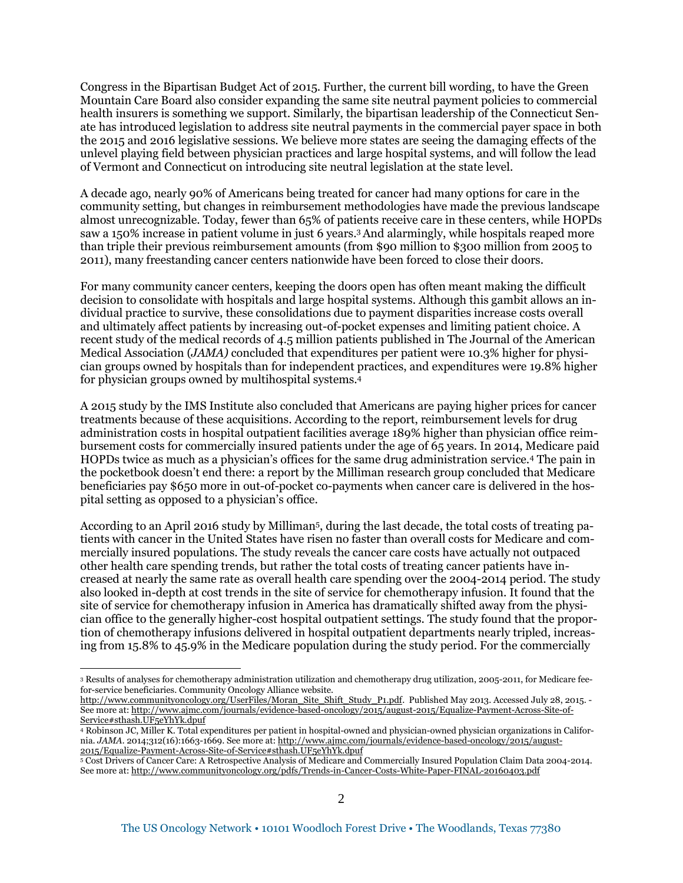Congress in the Bipartisan Budget Act of 2015. Further, the current bill wording, to have the Green Mountain Care Board also consider expanding the same site neutral payment policies to commercial health insurers is something we support. Similarly, the bipartisan leadership of the Connecticut Senate has introduced legislation to address site neutral payments in the commercial payer space in both the 2015 and 2016 legislative sessions. We believe more states are seeing the damaging effects of the unlevel playing field between physician practices and large hospital systems, and will follow the lead of Vermont and Connecticut on introducing site neutral legislation at the state level.

A decade ago, nearly 90% of Americans being treated for cancer had many options for care in the community setting, but changes in reimbursement methodologies have made the previous landscape almost unrecognizable. Today, fewer than 65% of patients receive care in these centers, while HOPDs saw a 150% increase in patient volume in just 6 years.[3] And alarmingly, while hospitals reaped more than triple their previous reimbursement amounts (from $90 million to $300 million from 2005 to 2011), many freestanding cancer centers nationwide have been forced to close their doors.

For many community cancer centers, keeping the doors open has often meant making the difficult decision to consolidate with hospitals and large hospital systems. Although this gambit allows an individual practice to survive, these consolidations due to payment disparities increase costs overall and ultimately affect patients by increasing out-of-pocket expenses and limiting patient choice. A recent study of the medical records of 4.5 million patients published in The Journal of the American Medical Association (*JAMA)* concluded that expenditures per patient were 10.3% higher for physician groups owned by hospitals than for independent practices, and expenditures were 19.8% higher for physician groups owned by multihospital systems.[4]

A 2015 study by the IMS Institute also concluded that Americans are paying higher prices for cancer treatments because of these acquisitions. According to the report, reimbursement levels for drug administration costs in hospital outpatient facilities average 189% higher than physician office reimbursement costs for commercially insured patients under the age of 65 years. In 2014, Medicare paid HOPDs twice as much as a physician's offices for the same drug administration service.[4] The pain in the pocketbook doesn't end there: a report by the Milliman research group concluded that Medicare beneficiaries pay $650 more in out-of-pocket co-payments when cancer care is delivered in the hospital setting as opposed to a physician's office.

According to an April 2016 study by Milliman[5], during the last decade, the total costs of treating patients with cancer in the United States have risen no faster than overall costs for Medicare and commercially insured populations. The study reveals the cancer care costs have actually not outpaced other health care spending trends, but rather the total costs of treating cancer patients have increased at nearly the same rate as overall health care spending over the 2004-2014 period. The study also looked in-depth at cost trends in the site of service for chemotherapy infusion. It found that the site of service for chemotherapy infusion in America has dramatically shifted away from the physician office to the generally higher-cost hospital outpatient settings. The study found that the proportion of chemotherapy infusions delivered in hospital outpatient departments nearly tripled, increasing from 15.8% to 45.9% in the Medicare population during the study period. For the commercially

---

[3] Results of analyses for chemotherapy administration utilization and chemotherapy drug utilization, 2005-2011, for Medicare fee-for-service beneficiaries. Community Oncology Alliance website. http://www.communityoncology.org/UserFiles/Moran_Site_Shift_Study_P1.pdf. Published May 2013. Accessed July 28, 2015. - See more at: http://www.ajmc.com/journals/evidence-based-oncology/2015/august-2015/Equalize-Payment-Across-Site-of-Service#sthash.UF5eYhYk.dpuf

[4] Robinson JC, Miller K. Total expenditures per patient in hospital-owned and physician-owned physician organizations in California. *JAMA*. 2014;312(16):1663-1669. See more at: http://www.ajmc.com/journals/evidence-based-oncology/2015/august-2015/Equalize-Payment-Across-Site-of-Service#sthash.UF5eYhYk.dpuf

[5] Cost Drivers of Cancer Care: A Retrospective Analysis of Medicare and Commercially Insured Population Claim Data 2004-2014. See more at: http://www.communityoncology.org/pdfs/Trends-in-Cancer-Costs-White-Paper-FINAL-20160403.pdf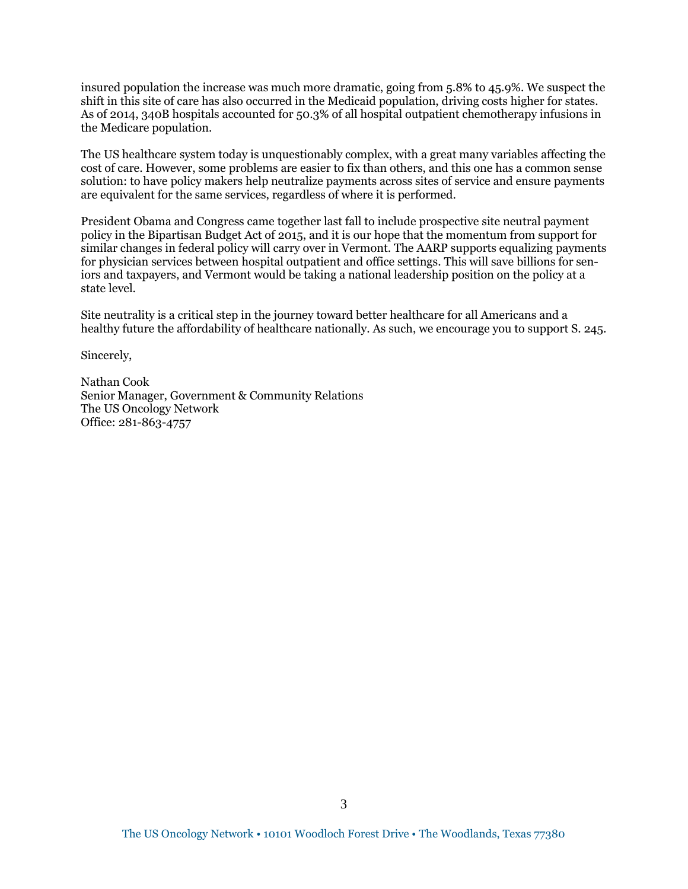insured population the increase was much more dramatic, going from 5.8% to 45.9%. We suspect the shift in this site of care has also occurred in the Medicaid population, driving costs higher for states. As of 2014, 340B hospitals accounted for 50.3% of all hospital outpatient chemotherapy infusions in the Medicare population.

The US healthcare system today is unquestionably complex, with a great many variables affecting the cost of care. However, some problems are easier to fix than others, and this one has a common sense solution: to have policy makers help neutralize payments across sites of service and ensure payments are equivalent for the same services, regardless of where it is performed.

President Obama and Congress came together last fall to include prospective site neutral payment policy in the Bipartisan Budget Act of 2015, and it is our hope that the momentum from support for similar changes in federal policy will carry over in Vermont. The AARP supports equalizing payments for physician services between hospital outpatient and office settings. This will save billions for seniors and taxpayers, and Vermont would be taking a national leadership position on the policy at a state level.

Site neutrality is a critical step in the journey toward better healthcare for all Americans and a healthy future the affordability of healthcare nationally. As such, we encourage you to support S. 245.

Sincerely,

Nathan Cook
Senior Manager, Government & Community Relations
The US Oncology Network
Office: 281-863-4757

The US Oncology Network • 10101 Woodloch Forest Drive • The Woodlands, Texas 77380